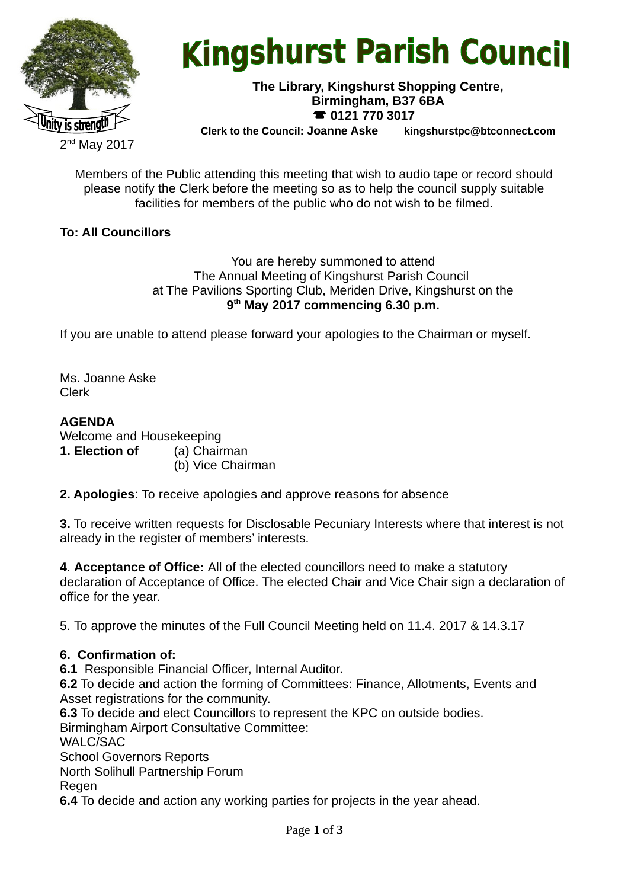# Kingshurst Parish Council

**The Library, Kingshurst Shopping Centre,**
**Birmingham, B37 6BA**
**☎ 0121 770 3017**
**Clerk to the Council: Joanne Aske** **kingshurstpc@btconnect.com**

Unity is strength

2nd May 2017

Members of the Public attending this meeting that wish to audio tape or record should please notify the Clerk before the meeting so as to help the council supply suitable facilities for members of the public who do not wish to be filmed.

**To: All Councillors**

You are hereby summoned to attend
The Annual Meeting of Kingshurst Parish Council
at The Pavilions Sporting Club, Meriden Drive, Kingshurst on the
**9th May 2017 commencing 6.30 p.m.**

If you are unable to attend please forward your apologies to the Chairman or myself.

Ms. Joanne Aske
Clerk

**AGENDA**

Welcome and Housekeeping

**1. Election of** (a) Chairman
(b) Vice Chairman

**2. Apologies**: To receive apologies and approve reasons for absence

**3.** To receive written requests for Disclosable Pecuniary Interests where that interest is not already in the register of members' interests.

**4**. **Acceptance of Office:** All of the elected councillors need to make a statutory declaration of Acceptance of Office. The elected Chair and Vice Chair sign a declaration of office for the year.

5. To approve the minutes of the Full Council Meeting held on 11.4. 2017 & 14.3.17

**6. Confirmation of:**

**6.1** Responsible Financial Officer, Internal Auditor.

**6.2** To decide and action the forming of Committees: Finance, Allotments, Events and Asset registrations for the community.

**6.3** To decide and elect Councillors to represent the KPC on outside bodies.

Birmingham Airport Consultative Committee:
WALC/SAC
School Governors Reports
North Solihull Partnership Forum
Regen

**6.4** To decide and action any working parties for projects in the year ahead.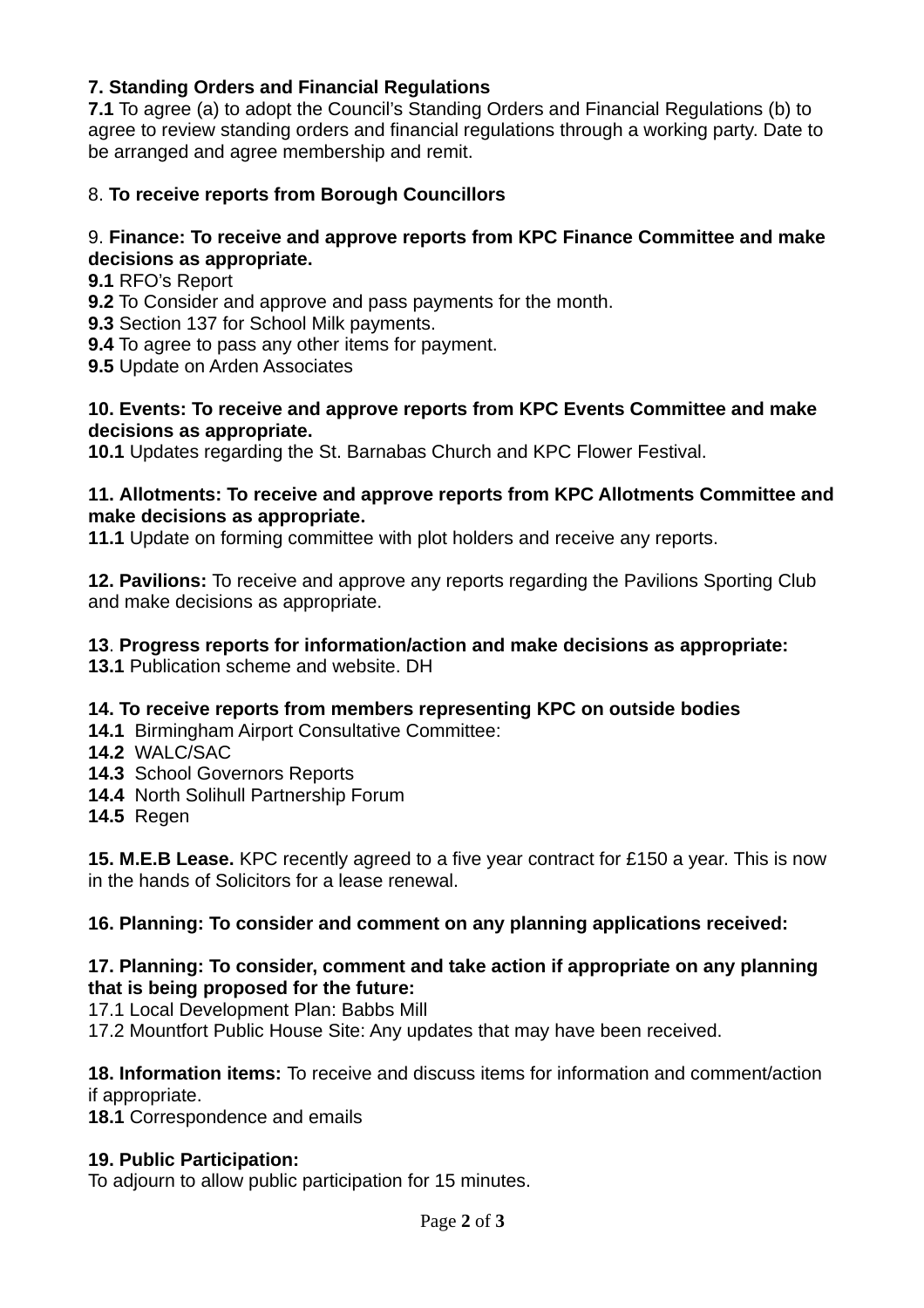**7. Standing Orders and Financial Regulations**
**7.1** To agree (a) to adopt the Council's Standing Orders and Financial Regulations (b) to agree to review standing orders and financial regulations through a working party. Date to be arranged and agree membership and remit.

8. **To receive reports from Borough Councillors**

9. **Finance: To receive and approve reports from KPC Finance Committee and make decisions as appropriate.**
**9.1** RFO's Report
**9.2** To Consider and approve and pass payments for the month.
**9.3** Section 137 for School Milk payments.
**9.4** To agree to pass any other items for payment.
**9.5** Update on Arden Associates

**10. Events: To receive and approve reports from KPC Events Committee and make decisions as appropriate.**
**10.1** Updates regarding the St. Barnabas Church and KPC Flower Festival.

**11. Allotments: To receive and approve reports from KPC Allotments Committee and make decisions as appropriate.**
**11.1** Update on forming committee with plot holders and receive any reports.

**12. Pavilions:** To receive and approve any reports regarding the Pavilions Sporting Club and make decisions as appropriate.

**13**. **Progress reports for information/action and make decisions as appropriate:**
**13.1** Publication scheme and website. DH

**14. To receive reports from members representing KPC on outside bodies**
**14.1** Birmingham Airport Consultative Committee:
**14.2** WALC/SAC
**14.3** School Governors Reports
**14.4** North Solihull Partnership Forum
**14.5** Regen

**15. M.E.B Lease.** KPC recently agreed to a five year contract for £150 a year. This is now in the hands of Solicitors for a lease renewal.

**16. Planning: To consider and comment on any planning applications received:**

**17. Planning: To consider, comment and take action if appropriate on any planning that is being proposed for the future:**
17.1 Local Development Plan: Babbs Mill
17.2 Mountfort Public House Site: Any updates that may have been received.

**18. Information items:** To receive and discuss items for information and comment/action if appropriate.
**18.1** Correspondence and emails

**19. Public Participation:**
To adjourn to allow public participation for 15 minutes.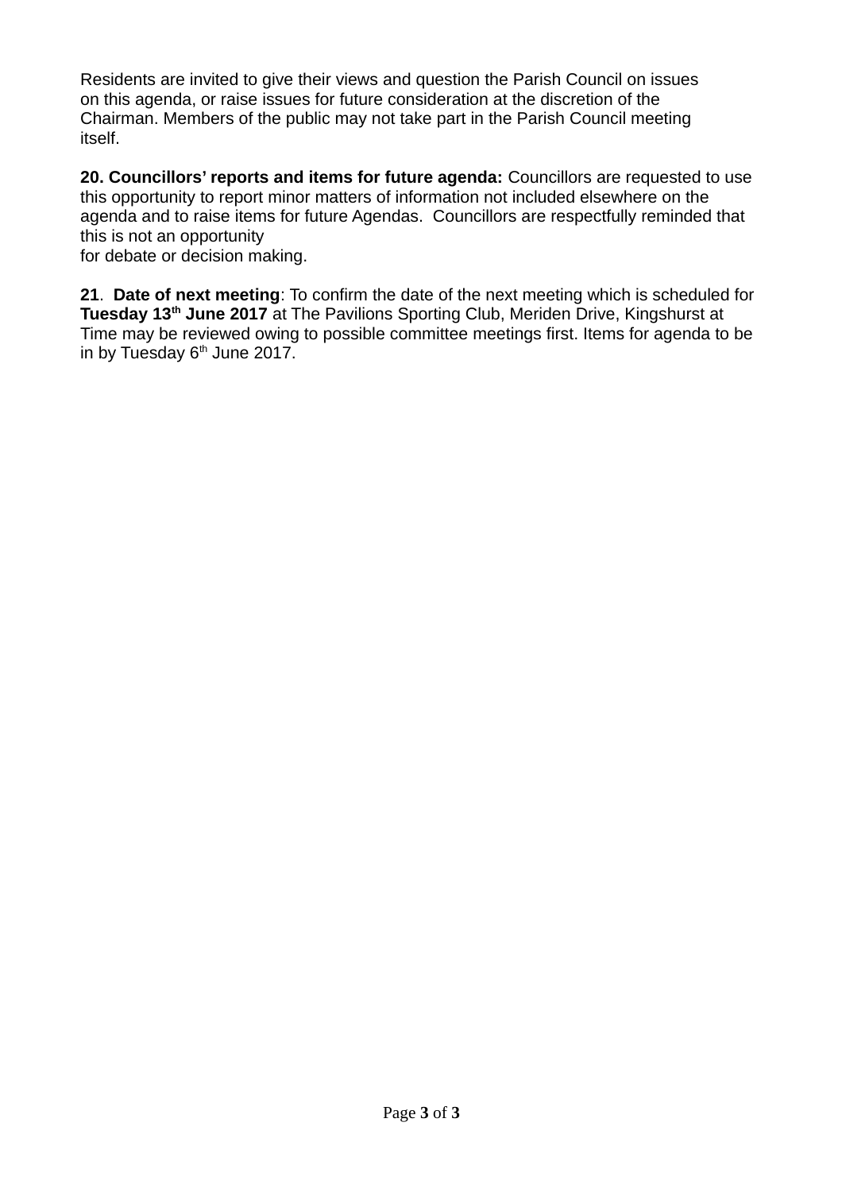Residents are invited to give their views and question the Parish Council on issues on this agenda, or raise issues for future consideration at the discretion of the Chairman. Members of the public may not take part in the Parish Council meeting itself.

**20. Councillors' reports and items for future agenda:** Councillors are requested to use this opportunity to report minor matters of information not included elsewhere on the agenda and to raise items for future Agendas. Councillors are respectfully reminded that this is not an opportunity
for debate or decision making.

**21**. **Date of next meeting**: To confirm the date of the next meeting which is scheduled for **Tuesday 13th June 2017** at The Pavilions Sporting Club, Meriden Drive, Kingshurst at Time may be reviewed owing to possible committee meetings first. Items for agenda to be in by Tuesday 6th June 2017.